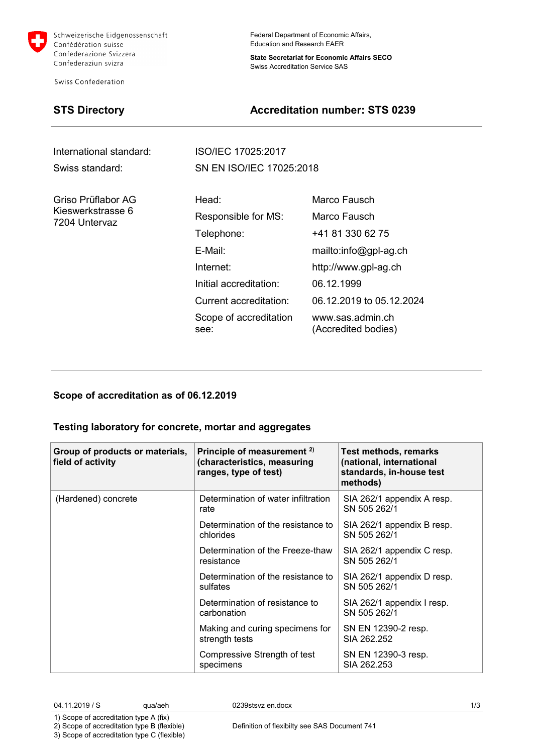Schweizerische Eidgenossenschaft
Confédération suisse
Confederazione Svizzera
Confederaziun svizra

Swiss Confederation

Federal Department of Economic Affairs,
Education and Research EAER

**State Secretariat for Economic Affairs SECO**
Swiss Accreditation Service SAS

## STS Directory

## Accreditation number: STS 0239

| | |
|---|---|
| International standard: | ISO/IEC 17025:2017 |
| Swiss standard: | SN EN ISO/IEC 17025:2018 |

Griso Prüflabor AG
Kieswerkstrasse 6
7204 Untervaz

| | |
|---|---|
| Head: | Marco Fausch |
| Responsible for MS: | Marco Fausch |
| Telephone: | +41 81 330 62 75 |
| E-Mail: | mailto:info@gpl-ag.ch |
| Internet: | http://www.gpl-ag.ch |
| Initial accreditation: | 06.12.1999 |
| Current accreditation: | 06.12.2019 to 05.12.2024 |
| Scope of accreditation see: | www.sas.admin.ch (Accredited bodies) |

### Scope of accreditation as of 06.12.2019

### Testing laboratory for concrete, mortar and aggregates

| Group of products or materials, field of activity | Principle of measurement [2)] (characteristics, measuring ranges, type of test) | Test methods, remarks (national, international standards, in-house test methods) |
|---|---|---|
| (Hardened) concrete | Determination of water infiltration rate | SIA 262/1 appendix A resp. SN 505 262/1 |
| | Determination of the resistance to chlorides | SIA 262/1 appendix B resp. SN 505 262/1 |
| | Determination of the Freeze-thaw resistance | SIA 262/1 appendix C resp. SN 505 262/1 |
| | Determination of the resistance to sulfates | SIA 262/1 appendix D resp. SN 505 262/1 |
| | Determination of resistance to carbonation | SIA 262/1 appendix I resp. SN 505 262/1 |
| | Making and curing specimens for strength tests | SN EN 12390-2 resp. SIA 262.252 |
| | Compressive Strength of test specimens | SN EN 12390-3 resp. SIA 262.253 |

04.11.2019 / S qua/aeh 0239stsvz en.docx

1) Scope of accreditation type A (fix)
2) Scope of accreditation type B (flexible)
3) Scope of accreditation type C (flexible)

Definition of flexibilty see SAS Document 741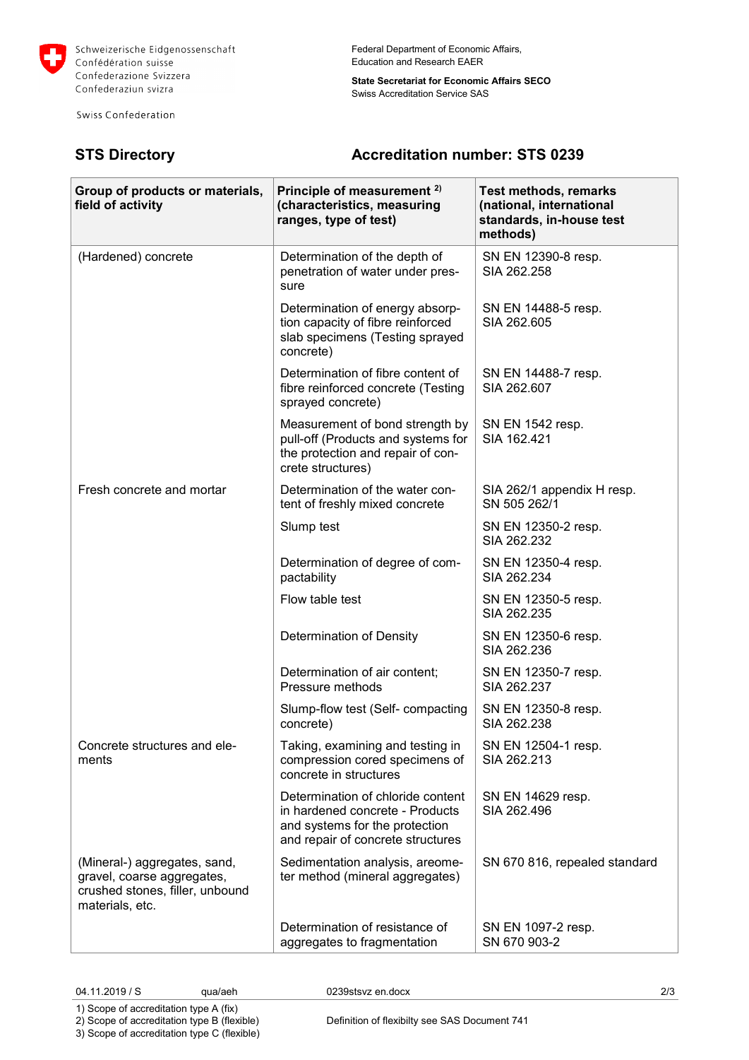Schweizerische Eidgenossenschaft
Confédération suisse
Confederazione Svizzera
Confederaziun svizra

Swiss Confederation

Federal Department of Economic Affairs, Education and Research EAER

**State Secretariat for Economic Affairs SECO**
Swiss Accreditation Service SAS

## STS Directory

## Accreditation number: STS 0239

| Group of products or materials, field of activity | Principle of measurement [2)] (characteristics, measuring ranges, type of test) | Test methods, remarks (national, international standards, in-house test methods) |
|---|---|---|
| (Hardened) concrete | Determination of the depth of penetration of water under pressure | SN EN 12390-8 resp. SIA 262.258 |
| | Determination of energy absorption capacity of fibre reinforced slab specimens (Testing sprayed concrete) | SN EN 14488-5 resp. SIA 262.605 |
| | Determination of fibre content of fibre reinforced concrete (Testing sprayed concrete) | SN EN 14488-7 resp. SIA 262.607 |
| | Measurement of bond strength by pull-off (Products and systems for the protection and repair of concrete structures) | SN EN 1542 resp. SIA 162.421 |
| Fresh concrete and mortar | Determination of the water content of freshly mixed concrete | SIA 262/1 appendix H resp. SN 505 262/1 |
| | Slump test | SN EN 12350-2 resp. SIA 262.232 |
| | Determination of degree of compactability | SN EN 12350-4 resp. SIA 262.234 |
| | Flow table test | SN EN 12350-5 resp. SIA 262.235 |
| | Determination of Density | SN EN 12350-6 resp. SIA 262.236 |
| | Determination of air content; Pressure methods | SN EN 12350-7 resp. SIA 262.237 |
| | Slump-flow test (Self- compacting concrete) | SN EN 12350-8 resp. SIA 262.238 |
| Concrete structures and elements | Taking, examining and testing in compression cored specimens of concrete in structures | SN EN 12504-1 resp. SIA 262.213 |
| | Determination of chloride content in hardened concrete - Products and systems for the protection and repair of concrete structures | SN EN 14629 resp. SIA 262.496 |
| (Mineral-) aggregates, sand, gravel, coarse aggregates, crushed stones, filler, unbound materials, etc. | Sedimentation analysis, areometer method (mineral aggregates) | SN 670 816, repealed standard |
| | Determination of resistance of aggregates to fragmentation | SN EN 1097-2 resp. SN 670 903-2 |

04.11.2019 / S qua/aeh 0239stsvz en.docx

1) Scope of accreditation type A (fix)
2) Scope of accreditation type B (flexible)
3) Scope of accreditation type C (flexible)

Definition of flexibilty see SAS Document 741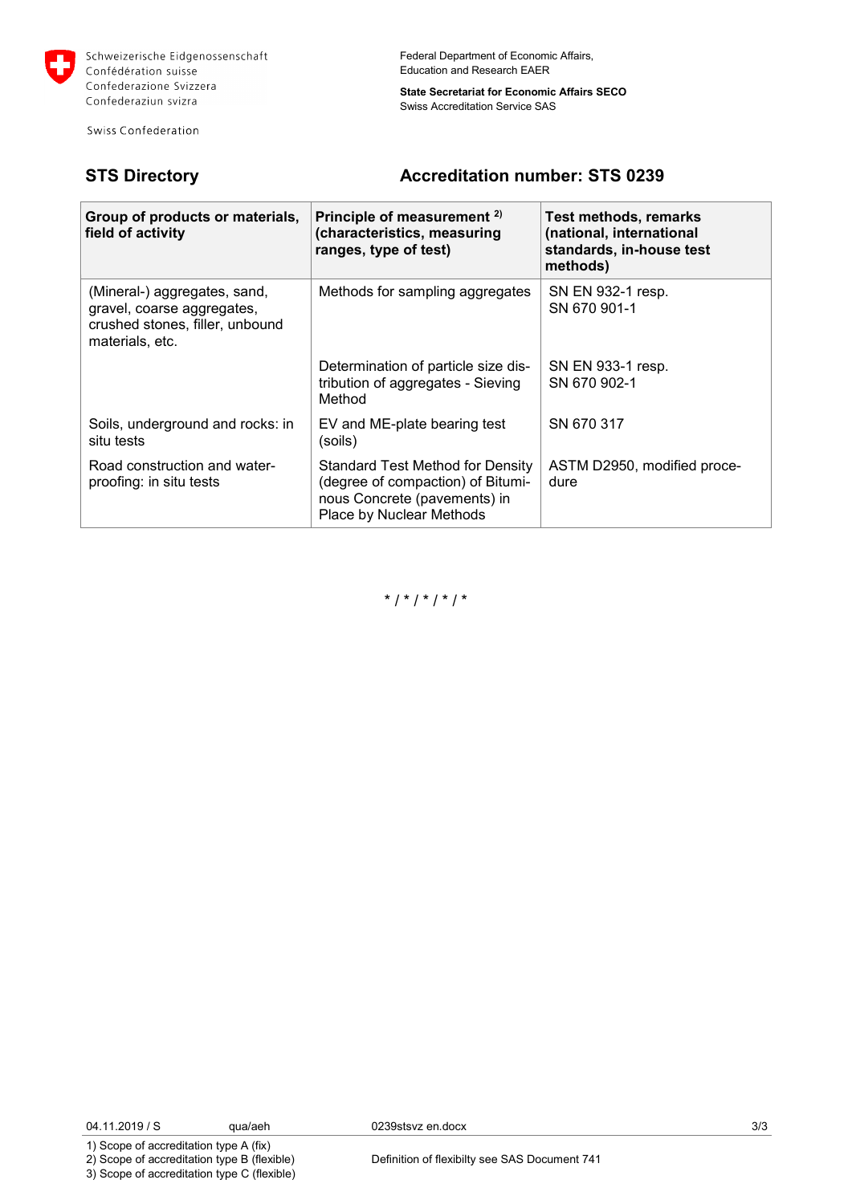Schweizerische Eidgenossenschaft
Confédération suisse
Confederazione Svizzera
Confederaziun svizra

Swiss Confederation

Federal Department of Economic Affairs, Education and Research EAER

**State Secretariat for Economic Affairs SECO**
Swiss Accreditation Service SAS

## STS Directory

## Accreditation number: STS 0239

| Group of products or materials, field of activity | Principle of measurement [2)] (characteristics, measuring ranges, type of test) | Test methods, remarks (national, international standards, in-house test methods) |
|---|---|---|
| (Mineral-) aggregates, sand, gravel, coarse aggregates, crushed stones, filler, unbound materials, etc. | Methods for sampling aggregates | SN EN 932-1 resp. SN 670 901-1 |
| | Determination of particle size distribution of aggregates - Sieving Method | SN EN 933-1 resp. SN 670 902-1 |
| Soils, underground and rocks: in situ tests | EV and ME-plate bearing test (soils) | SN 670 317 |
| Road construction and waterproofing: in situ tests | Standard Test Method for Density (degree of compaction) of Bituminous Concrete (pavements) in Place by Nuclear Methods | ASTM D2950, modified procedure |

* / * / * / * / *

04.11.2019 / S qua/aeh 0239stsvz en.docx

1) Scope of accreditation type A (fix)
2) Scope of accreditation type B (flexible) Definition of flexibilty see SAS Document 741
3) Scope of accreditation type C (flexible)